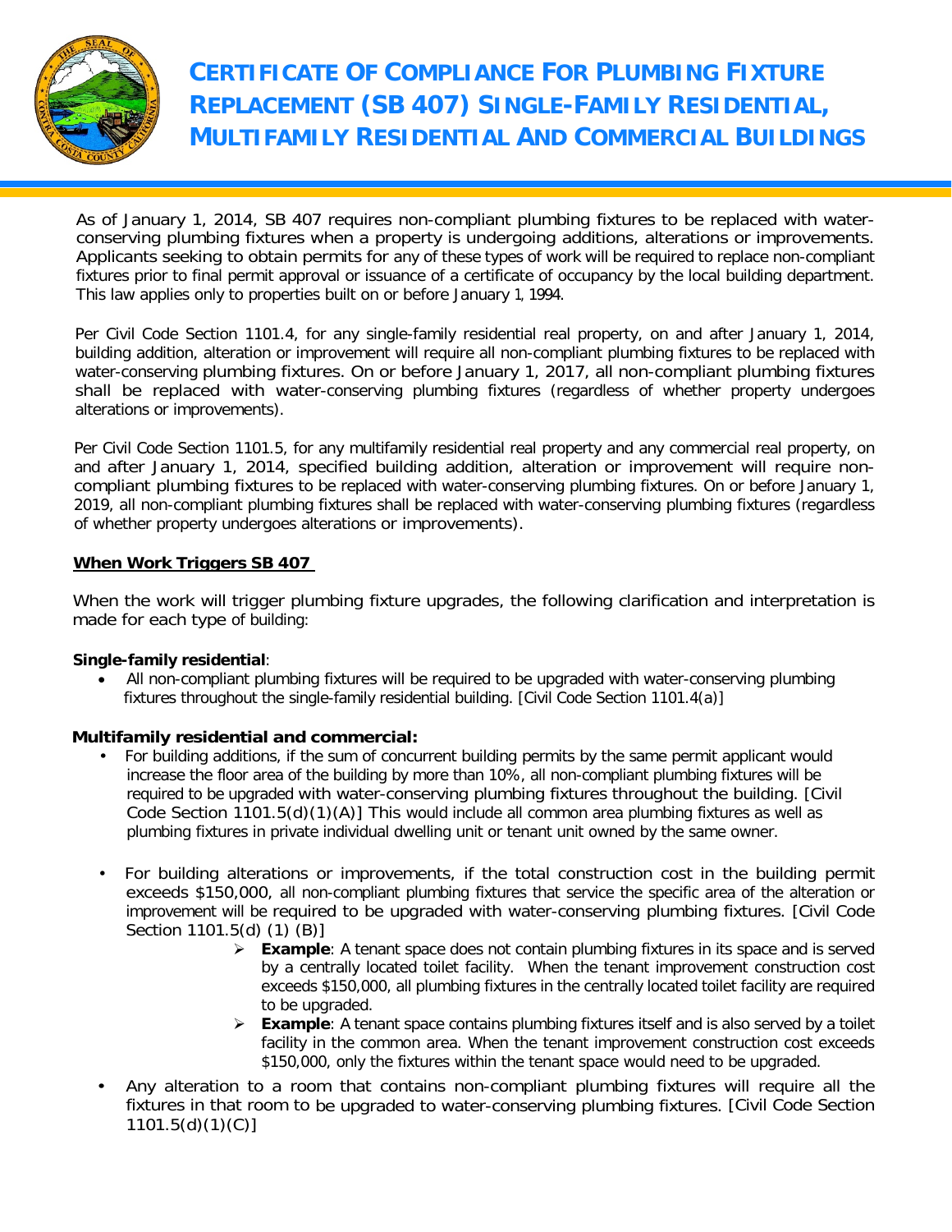# CERTIFICATE OF COMPLIANCE FOR PLUMBING FIXTURE REPLACEMENT (SB 407) SINGLE-FAMILY RESIDENTIAL, MULTIFAMILY RESIDENTIAL AND COMMERCIAL BUILDINGS

As of January 1, 2014, SB 407 requires non-compliant plumbing fixtures to be replaced with water-conserving plumbing fixtures when a property is undergoing additions, alterations or improvements. Applicants seeking to obtain permits for any of these types of work will be required to replace non-compliant fixtures prior to final permit approval or issuance of a certificate of occupancy by the local building department. This law applies only to properties built on or before January 1, 1994.

Per Civil Code Section 1101.4, for any single-family residential real property, on and after January 1, 2014, building addition, alteration or improvement will require all non-compliant plumbing fixtures to be replaced with water-conserving plumbing fixtures. On or before January 1, 2017, all non-compliant plumbing fixtures shall be replaced with water-conserving plumbing fixtures (regardless of whether property undergoes alterations or improvements).

Per Civil Code Section 1101.5, for any multifamily residential real property and any commercial real property, on and after January 1, 2014, specified building addition, alteration or improvement will require non-compliant plumbing fixtures to be replaced with water-conserving plumbing fixtures. On or before January 1, 2019, all non-compliant plumbing fixtures shall be replaced with water-conserving plumbing fixtures (regardless of whether property undergoes alterations or improvements).

## When Work Triggers SB 407

When the work will trigger plumbing fixture upgrades, the following clarification and interpretation is made for each type of building:

**Single-family residential**:

- All non-compliant plumbing fixtures will be required to be upgraded with water-conserving plumbing fixtures throughout the single-family residential building. [Civil Code Section 1101.4(a)]

**Multifamily residential and commercial:**

- For building additions, if the sum of concurrent building permits by the same permit applicant would increase the floor area of the building by more than 10%, all non-compliant plumbing fixtures will be required to be upgraded with water-conserving plumbing fixtures throughout the building. [Civil Code Section 1101.5(d)(1)(A)] This would include all common area plumbing fixtures as well as plumbing fixtures in private individual dwelling unit or tenant unit owned by the same owner.

- For building alterations or improvements, if the total construction cost in the building permit exceeds $150,000, all non-compliant plumbing fixtures that service the specific area of the alteration or improvement will be required to be upgraded with water-conserving plumbing fixtures. [Civil Code Section 1101.5(d) (1) (B)]
  - **Example**: A tenant space does not contain plumbing fixtures in its space and is served by a centrally located toilet facility. When the tenant improvement construction cost exceeds $150,000, all plumbing fixtures in the centrally located toilet facility are required to be upgraded.
  - **Example**: A tenant space contains plumbing fixtures itself and is also served by a toilet facility in the common area. When the tenant improvement construction cost exceeds $150,000, only the fixtures within the tenant space would need to be upgraded.

- Any alteration to a room that contains non-compliant plumbing fixtures will require all the fixtures in that room to be upgraded to water-conserving plumbing fixtures. [Civil Code Section 1101.5(d)(1)(C)]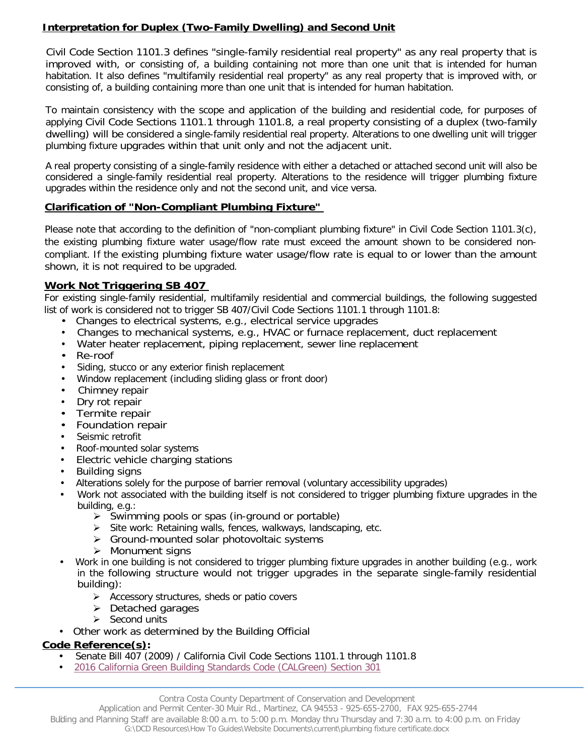## Interpretation for Duplex (Two-Family Dwelling) and Second Unit

Civil Code Section 1101.3 defines "single-family residential real property" as any real property that is improved with, or consisting of, a building containing not more than one unit that is intended for human habitation. It also defines "multifamily residential real property" as any real property that is improved with, or consisting of, a building containing more than one unit that is intended for human habitation.

To maintain consistency with the scope and application of the building and residential code, for purposes of applying Civil Code Sections 1101.1 through 1101.8, a real property consisting of a duplex (two-family dwelling) will be considered a single-family residential real property. Alterations to one dwelling unit will trigger plumbing fixture upgrades within that unit only and not the adjacent unit.

A real property consisting of a single-family residence with either a detached or attached second unit will also be considered a single-family residential real property. Alterations to the residence will trigger plumbing fixture upgrades within the residence only and not the second unit, and vice versa.

## Clarification of "Non-Compliant Plumbing Fixture"

Please note that according to the definition of "non-compliant plumbing fixture" in Civil Code Section 1101.3(c), the existing plumbing fixture water usage/flow rate must exceed the amount shown to be considered non-compliant. If the existing plumbing fixture water usage/flow rate is equal to or lower than the amount shown, it is not required to be upgraded.

## Work Not Triggering SB 407

For existing single-family residential, multifamily residential and commercial buildings, the following suggested list of work is considered not to trigger SB 407/Civil Code Sections 1101.1 through 1101.8:

- Changes to electrical systems, e.g., electrical service upgrades
- Changes to mechanical systems, e.g., HVAC or furnace replacement, duct replacement
- Water heater replacement, piping replacement, sewer line replacement
- Re-roof
- Siding, stucco or any exterior finish replacement
- Window replacement (including sliding glass or front door)
- Chimney repair
- Dry rot repair
- Termite repair
- Foundation repair
- Seismic retrofit
- Roof-mounted solar systems
- Electric vehicle charging stations
- Building signs
- Alterations solely for the purpose of barrier removal (voluntary accessibility upgrades)
- Work not associated with the building itself is not considered to trigger plumbing fixture upgrades in the building, e.g.:
  - Swimming pools or spas (in-ground or portable)
  - Site work: Retaining walls, fences, walkways, landscaping, etc.
  - Ground-mounted solar photovoltaic systems
  - Monument signs
- Work in one building is not considered to trigger plumbing fixture upgrades in another building (e.g., work in the following structure would not trigger upgrades in the separate single-family residential building):
  - Accessory structures, sheds or patio covers
  - Detached garages
  - Second units
- Other work as determined by the Building Official

## Code Reference(s):

- Senate Bill 407 (2009) / California Civil Code Sections 1101.1 through 1101.8
- 2016 California Green Building Standards Code (CALGreen) Section 301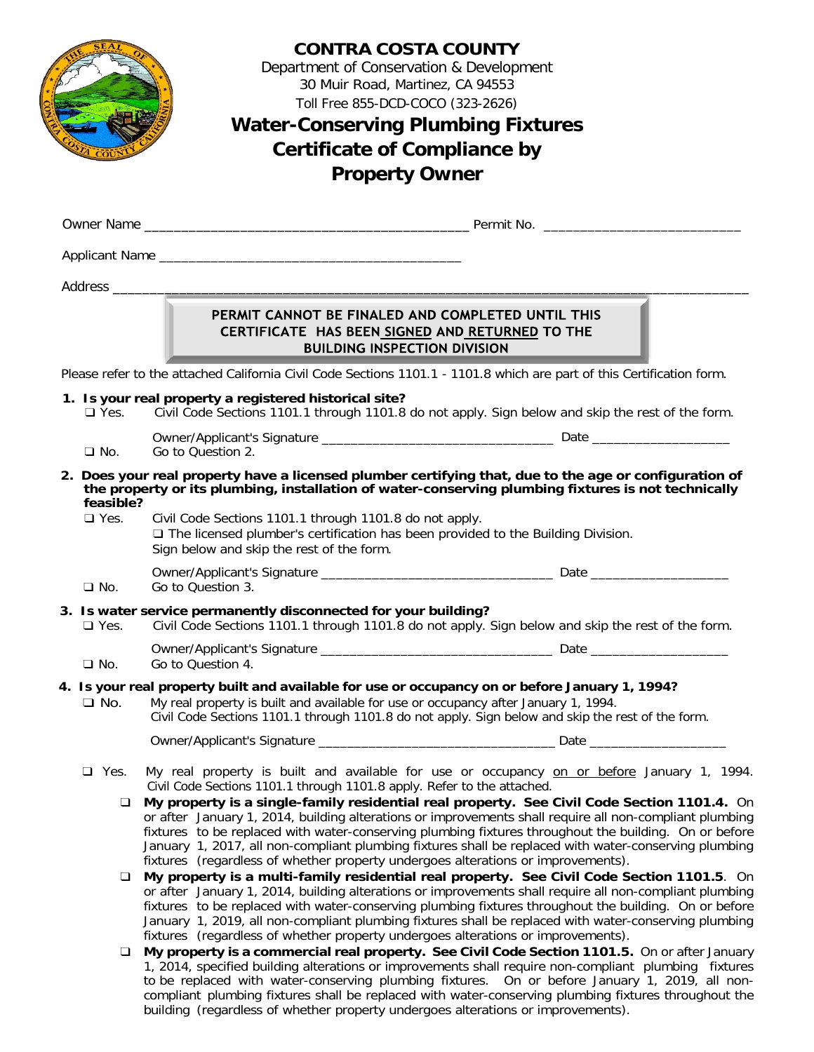# CONTRA COSTA COUNTY

Department of Conservation & Development
30 Muir Road, Martinez, CA 94553
Toll Free 855-DCD-COCO (323-2626)

## Water-Conserving Plumbing Fixtures Certificate of Compliance by Property Owner

Owner Name ___________________________________________ Permit No. __________________________

Applicant Name ________________________________________

Address ____________________________________________________________________________________

**PERMIT CANNOT BE FINALED AND COMPLETED UNTIL THIS CERTIFICATE HAS BEEN SIGNED AND RETURNED TO THE BUILDING INSPECTION DIVISION**

Please refer to the attached California Civil Code Sections 1101.1 - 1101.8 which are part of this Certification form.

**1. Is your real property a registered historical site?**

❑ Yes. Civil Code Sections 1101.1 through 1101.8 do not apply. Sign below and skip the rest of the form.

Owner/Applicant's Signature ________________________________ Date ___________________

❑ No. Go to Question 2.

**2. Does your real property have a licensed plumber certifying that, due to the age or configuration of the property or its plumbing, installation of water-conserving plumbing fixtures is not technically feasible?**

❑ Yes. Civil Code Sections 1101.1 through 1101.8 do not apply.
❑ The licensed plumber's certification has been provided to the Building Division.
Sign below and skip the rest of the form.

Owner/Applicant's Signature ________________________________ Date ___________________

❑ No. Go to Question 3.

**3. Is water service permanently disconnected for your building?**

❑ Yes. Civil Code Sections 1101.1 through 1101.8 do not apply. Sign below and skip the rest of the form.

Owner/Applicant's Signature ________________________________ Date ___________________

❑ No. Go to Question 4.

**4. Is your real property built and available for use or occupancy on or before January 1, 1994?**

❑ No. My real property is built and available for use or occupancy after January 1, 1994.
Civil Code Sections 1101.1 through 1101.8 do not apply. Sign below and skip the rest of the form.

Owner/Applicant's Signature ________________________________ Date ___________________

❑ Yes. My real property is built and available for use or occupancy on or before January 1, 1994. Civil Code Sections 1101.1 through 1101.8 apply. Refer to the attached.

- ❑ **My property is a single-family residential real property. See Civil Code Section 1101.4.** On or after January 1, 2014, building alterations or improvements shall require all non-compliant plumbing fixtures to be replaced with water-conserving plumbing fixtures throughout the building. On or before January 1, 2017, all non-compliant plumbing fixtures shall be replaced with water-conserving plumbing fixtures (regardless of whether property undergoes alterations or improvements).
- ❑ **My property is a multi-family residential real property. See Civil Code Section 1101.5**. On or after January 1, 2014, building alterations or improvements shall require all non-compliant plumbing fixtures to be replaced with water-conserving plumbing fixtures throughout the building. On or before January 1, 2019, all non-compliant plumbing fixtures shall be replaced with water-conserving plumbing fixtures (regardless of whether property undergoes alterations or improvements).
- ❑ **My property is a commercial real property. See Civil Code Section 1101.5.** On or after January 1, 2014, specified building alterations or improvements shall require non-compliant plumbing fixtures to be replaced with water-conserving plumbing fixtures. On or before January 1, 2019, all non-compliant plumbing fixtures shall be replaced with water-conserving plumbing fixtures throughout the building (regardless of whether property undergoes alterations or improvements).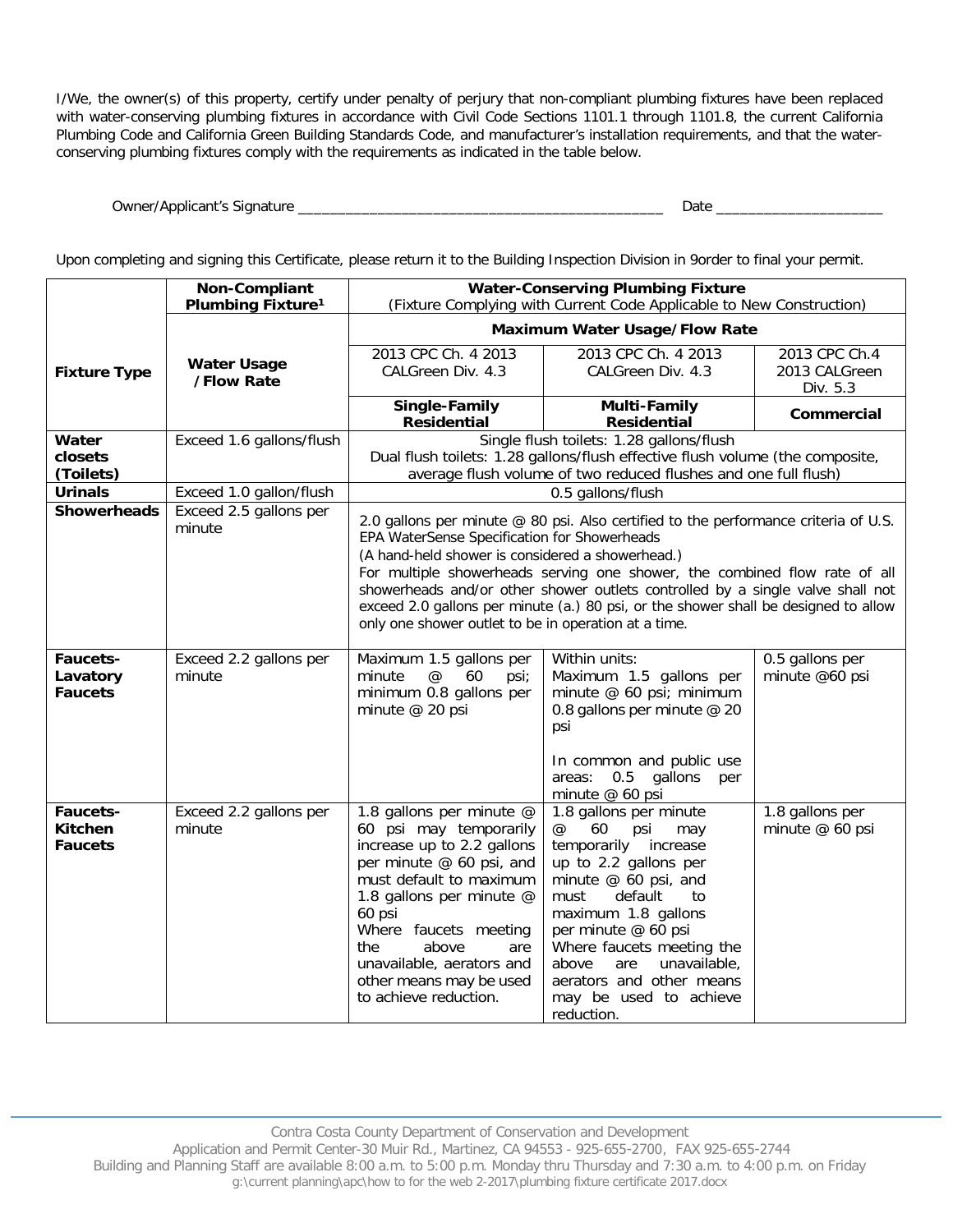I/We, the owner(s) of this property, certify under penalty of perjury that non-compliant plumbing fixtures have been replaced with water-conserving plumbing fixtures in accordance with Civil Code Sections 1101.1 through 1101.8, the current California Plumbing Code and California Green Building Standards Code, and manufacturer's installation requirements, and that the water-conserving plumbing fixtures comply with the requirements as indicated in the table below.

Owner/Applicant's Signature _____________________________________________ Date ____________________

Upon completing and signing this Certificate, please return it to the Building Inspection Division in 9order to final your permit.

| Fixture Type | Non-Compliant Plumbing Fixture[1] | Water-Conserving Plumbing Fixture (Fixture Complying with Current Code Applicable to New Construction) | | |
|---|---|---|---|---|
| | Water Usage /Flow Rate | Maximum Water Usage/Flow Rate | | |
| | | 2013 CPC Ch. 4 2013 CALGreen Div. 4.3 | 2013 CPC Ch. 4 2013 CALGreen Div. 4.3 | 2013 CPC Ch.4 2013 CALGreen Div. 5.3 |
| | | **Single-Family Residential** | **Multi-Family Residential** | **Commercial** |
| **Water closets (Toilets)** | Exceed 1.6 gallons/flush | Single flush toilets: 1.28 gallons/flush<br>Dual flush toilets: 1.28 gallons/flush effective flush volume (the composite, average flush volume of two reduced flushes and one full flush) | | |
| **Urinals** | Exceed 1.0 gallon/flush | 0.5 gallons/flush | | |
| **Showerheads** | Exceed 2.5 gallons per minute | 2.0 gallons per minute @ 80 psi. Also certified to the performance criteria of U.S. EPA WaterSense Specification for Showerheads<br>(A hand-held shower is considered a showerhead.)<br>For multiple showerheads serving one shower, the combined flow rate of all showerheads and/or other shower outlets controlled by a single valve shall not exceed 2.0 gallons per minute (a.) 80 psi, or the shower shall be designed to allow only one shower outlet to be in operation at a time. | | |
| **Faucets-Lavatory Faucets** | Exceed 2.2 gallons per minute | Maximum 1.5 gallons per minute @ 60 psi; minimum 0.8 gallons per minute @ 20 psi | Within units:<br>Maximum 1.5 gallons per minute @ 60 psi; minimum 0.8 gallons per minute @ 20 psi<br><br>In common and public use areas: 0.5 gallons per minute @ 60 psi | 0.5 gallons per minute @60 psi |
| **Faucets-Kitchen Faucets** | Exceed 2.2 gallons per minute | 1.8 gallons per minute @ 60 psi may temporarily increase up to 2.2 gallons per minute @ 60 psi, and must default to maximum 1.8 gallons per minute @ 60 psi<br>Where faucets meeting the above are unavailable, aerators and other means may be used to achieve reduction. | 1.8 gallons per minute @ 60 psi may temporarily increase up to 2.2 gallons per minute @ 60 psi, and must default to maximum 1.8 gallons per minute @ 60 psi<br>Where faucets meeting the above are unavailable, aerators and other means may be used to achieve reduction. | 1.8 gallons per minute @ 60 psi |